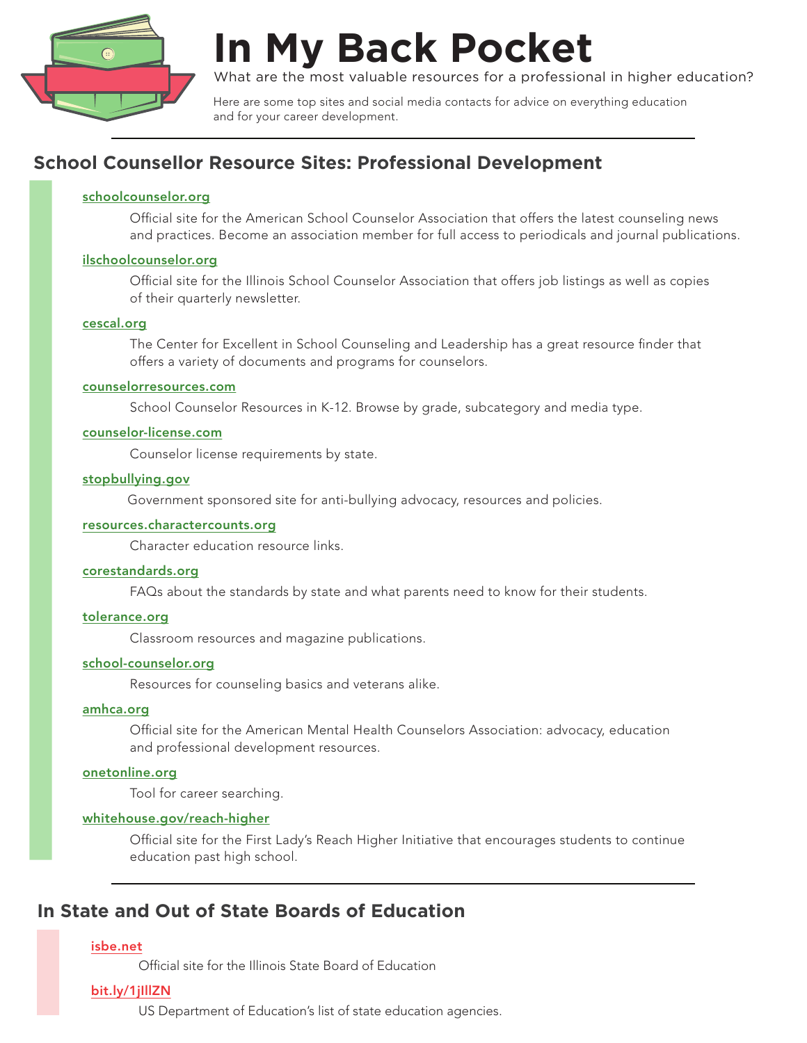# In My Back Pocket

What are the most valuable resources for a professional in higher education?

Here are some top sites and social media contacts for advice on everything education and for your career development.

## School Counsellor Resource Sites: Professional Development

**schoolcounselor.org**

Official site for the American School Counselor Association that offers the latest counseling news and practices. Become an association member for full access to periodicals and journal publications.

**ilschoolcounselor.org**

Official site for the Illinois School Counselor Association that offers job listings as well as copies of their quarterly newsletter.

**cescal.org**

The Center for Excellent in School Counseling and Leadership has a great resource finder that offers a variety of documents and programs for counselors.

**counselorresources.com**

School Counselor Resources in K-12. Browse by grade, subcategory and media type.

**counselor-license.com**

Counselor license requirements by state.

**stopbullying.gov**

Government sponsored site for anti-bullying advocacy, resources and policies.

**resources.charactercounts.org**

Character education resource links.

**corestandards.org**

FAQs about the standards by state and what parents need to know for their students.

**tolerance.org**

Classroom resources and magazine publications.

**school-counselor.org**

Resources for counseling basics and veterans alike.

**amhca.org**

Official site for the American Mental Health Counselors Association: advocacy, education and professional development resources.

**onetonline.org**

Tool for career searching.

**whitehouse.gov/reach-higher**

Official site for the First Lady's Reach Higher Initiative that encourages students to continue education past high school.

## In State and Out of State Boards of Education

**isbe.net**

Official site for the Illinois State Board of Education

**bit.ly/1jlllZN**

US Department of Education's list of state education agencies.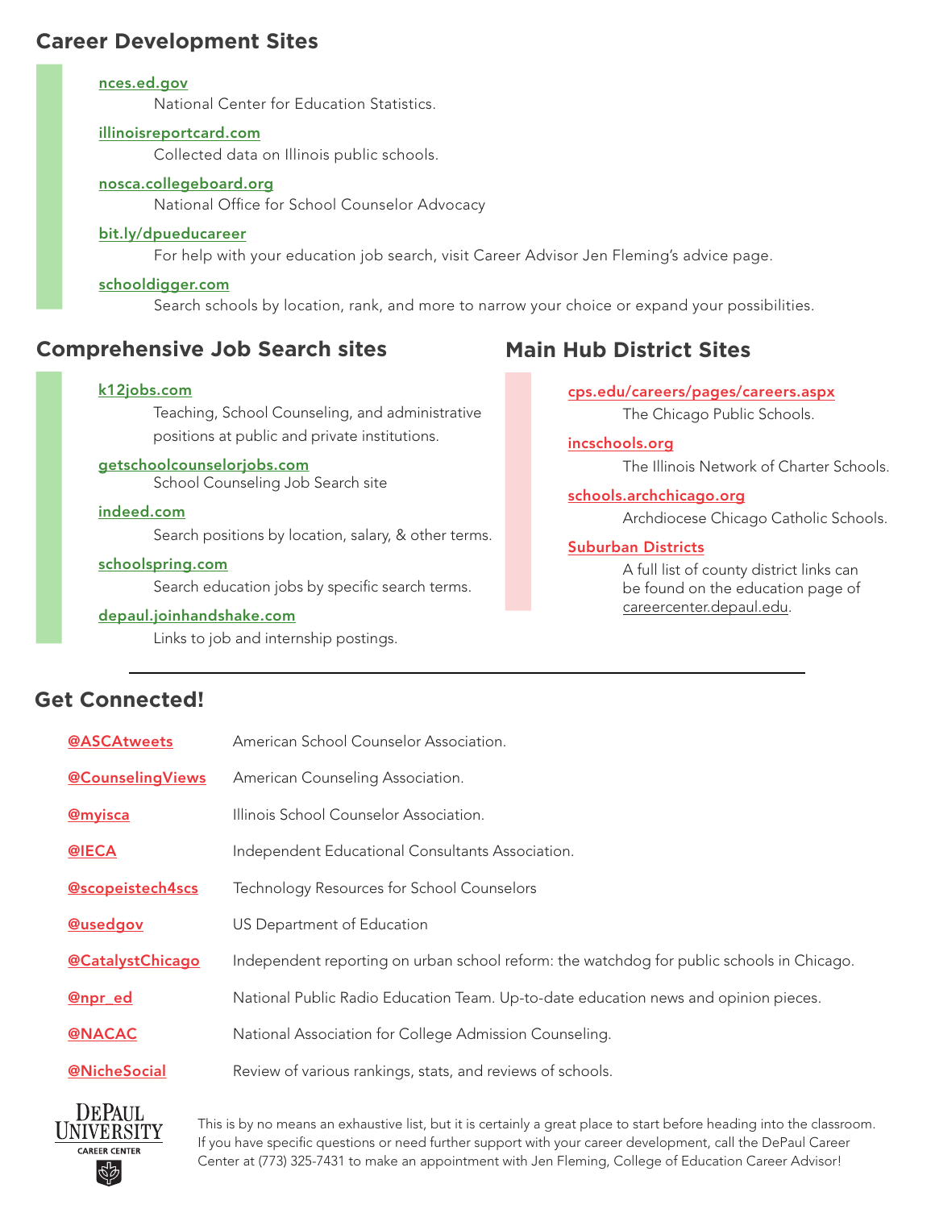## Career Development Sites

**nces.ed.gov**
National Center for Education Statistics.

**illinoisreportcard.com**
Collected data on Illinois public schools.

**nosca.collegeboard.org**
National Office for School Counselor Advocacy

**bit.ly/dpueducareer**
For help with your education job search, visit Career Advisor Jen Fleming's advice page.

**schooldigger.com**
Search schools by location, rank, and more to narrow your choice or expand your possibilities.

## Comprehensive Job Search sites

**k12jobs.com**
Teaching, School Counseling, and administrative positions at public and private institutions.

**getschoolcounselorjobs.com**
School Counseling Job Search site

**indeed.com**
Search positions by location, salary, & other terms.

**schoolspring.com**
Search education jobs by specific search terms.

**depaul.joinhandshake.com**
Links to job and internship postings.

## Main Hub District Sites

**cps.edu/careers/pages/careers.aspx**
The Chicago Public Schools.

**incschools.org**
The Illinois Network of Charter Schools.

**schools.archchicago.org**
Archdiocese Chicago Catholic Schools.

**Suburban Districts**
A full list of county district links can be found on the education page of careercenter.depaul.edu.

---

## Get Connected!

| | |
|---|---|
| **@ASCAtweets** | American School Counselor Association. |
| **@CounselingViews** | American Counseling Association. |
| **@myisca** | Illinois School Counselor Association. |
| **@IECA** | Independent Educational Consultants Association. |
| **@scopeistech4scs** | Technology Resources for School Counselors |
| **@usedgov** | US Department of Education |
| **@CatalystChicago** | Independent reporting on urban school reform: the watchdog for public schools in Chicago. |
| **@npr_ed** | National Public Radio Education Team. Up-to-date education news and opinion pieces. |
| **@NACAC** | National Association for College Admission Counseling. |
| **@NicheSocial** | Review of various rankings, stats, and reviews of schools. |

DePaul University Career Center

This is by no means an exhaustive list, but it is certainly a great place to start before heading into the classroom. If you have specific questions or need further support with your career development, call the DePaul Career Center at (773) 325-7431 to make an appointment with Jen Fleming, College of Education Career Advisor!